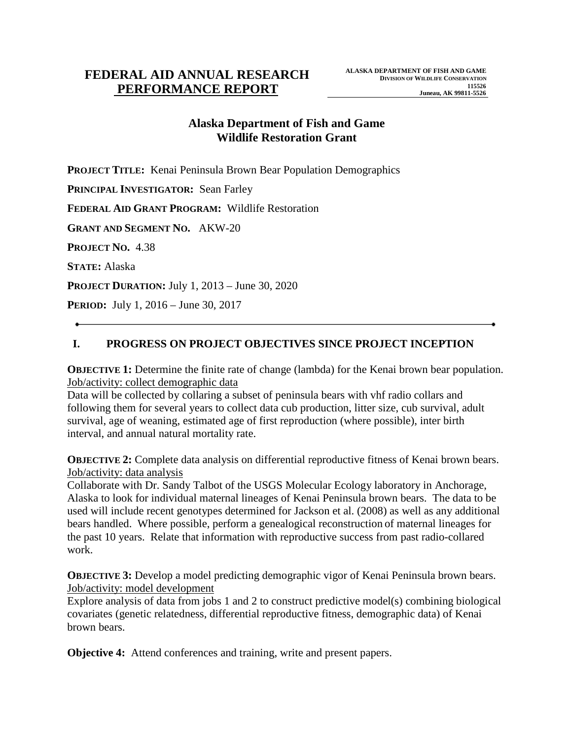# FEDERAL AID ANNUAL RESEARCH PERFORMANCE REPORT

**ALASKA DEPARTMENT OF FISH AND GAME**
**DIVISION OF WILDLIFE CONSERVATION**
**115526**
**Juneau, AK 99811-5526**

## Alaska Department of Fish and Game
## Wildlife Restoration Grant

**PROJECT TITLE:** Kenai Peninsula Brown Bear Population Demographics

**PRINCIPAL INVESTIGATOR:** Sean Farley

**FEDERAL AID GRANT PROGRAM:** Wildlife Restoration

**GRANT AND SEGMENT NO.** AKW-20

**PROJECT NO.** 4.38

**STATE:** Alaska

**PROJECT DURATION:** July 1, 2013 – June 30, 2020

**PERIOD:** July 1, 2016 – June 30, 2017

---

## I. PROGRESS ON PROJECT OBJECTIVES SINCE PROJECT INCEPTION

**OBJECTIVE 1:** Determine the finite rate of change (lambda) for the Kenai brown bear population.
Job/activity: collect demographic data
Data will be collected by collaring a subset of peninsula bears with vhf radio collars and following them for several years to collect data cub production, litter size, cub survival, adult survival, age of weaning, estimated age of first reproduction (where possible), inter birth interval, and annual natural mortality rate.

**OBJECTIVE 2:** Complete data analysis on differential reproductive fitness of Kenai brown bears.
Job/activity: data analysis
Collaborate with Dr. Sandy Talbot of the USGS Molecular Ecology laboratory in Anchorage, Alaska to look for individual maternal lineages of Kenai Peninsula brown bears. The data to be used will include recent genotypes determined for Jackson et al. (2008) as well as any additional bears handled. Where possible, perform a genealogical reconstruction of maternal lineages for the past 10 years. Relate that information with reproductive success from past radio-collared work.

**OBJECTIVE 3:** Develop a model predicting demographic vigor of Kenai Peninsula brown bears.
Job/activity: model development
Explore analysis of data from jobs 1 and 2 to construct predictive model(s) combining biological covariates (genetic relatedness, differential reproductive fitness, demographic data) of Kenai brown bears.

**Objective 4:** Attend conferences and training, write and present papers.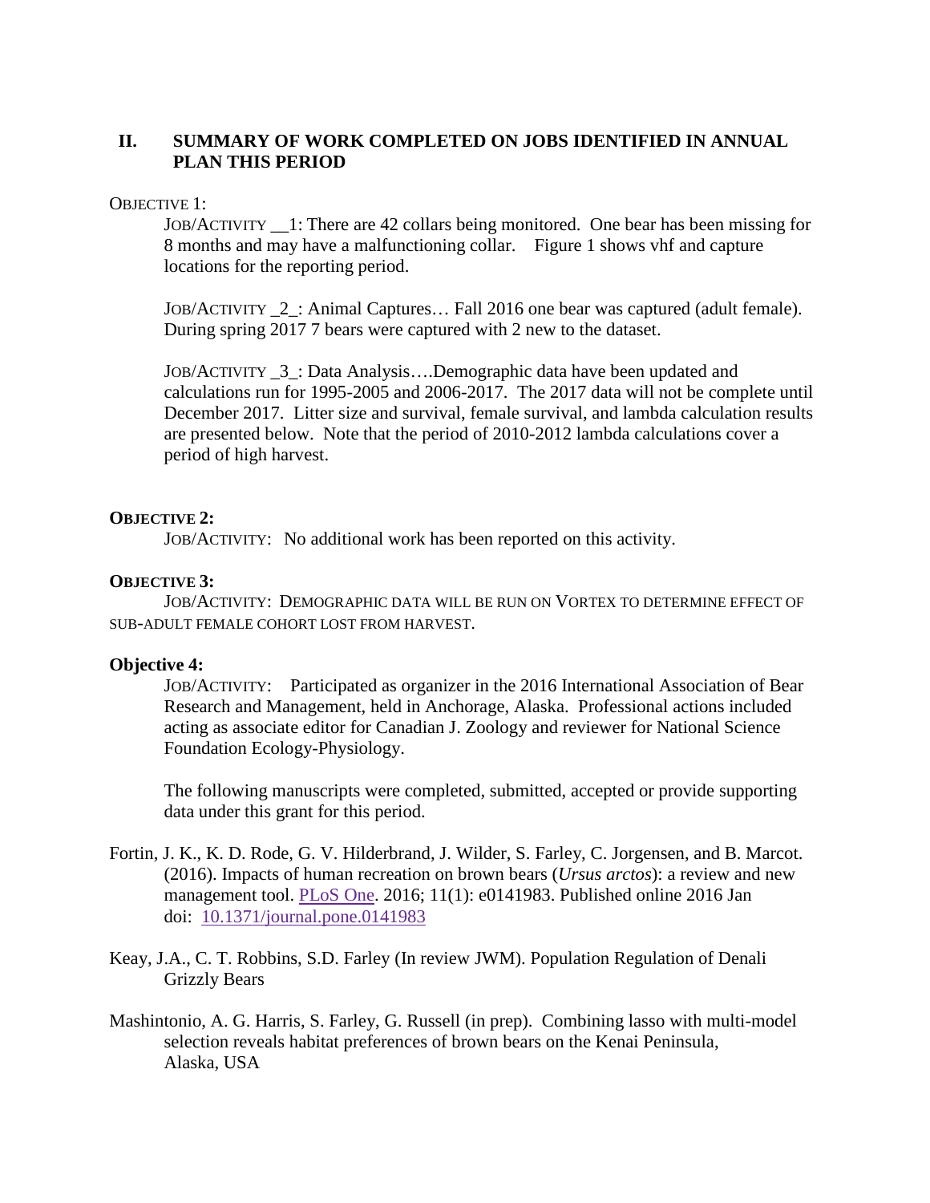## II. SUMMARY OF WORK COMPLETED ON JOBS IDENTIFIED IN ANNUAL PLAN THIS PERIOD

OBJECTIVE 1:

JOB/ACTIVITY __1: There are 42 collars being monitored. One bear has been missing for 8 months and may have a malfunctioning collar. Figure 1 shows vhf and capture locations for the reporting period.

JOB/ACTIVITY _2_: Animal Captures… Fall 2016 one bear was captured (adult female). During spring 2017 7 bears were captured with 2 new to the dataset.

JOB/ACTIVITY _3_: Data Analysis….Demographic data have been updated and calculations run for 1995-2005 and 2006-2017. The 2017 data will not be complete until December 2017. Litter size and survival, female survival, and lambda calculation results are presented below. Note that the period of 2010-2012 lambda calculations cover a period of high harvest.

**OBJECTIVE 2:**

JOB/ACTIVITY: No additional work has been reported on this activity.

**OBJECTIVE 3:**

JOB/ACTIVITY: DEMOGRAPHIC DATA WILL BE RUN ON VORTEX TO DETERMINE EFFECT OF SUB-ADULT FEMALE COHORT LOST FROM HARVEST.

**Objective 4:**

JOB/ACTIVITY: Participated as organizer in the 2016 International Association of Bear Research and Management, held in Anchorage, Alaska. Professional actions included acting as associate editor for Canadian J. Zoology and reviewer for National Science Foundation Ecology-Physiology.

The following manuscripts were completed, submitted, accepted or provide supporting data under this grant for this period.

Fortin, J. K., K. D. Rode, G. V. Hilderbrand, J. Wilder, S. Farley, C. Jorgensen, and B. Marcot. (2016). Impacts of human recreation on brown bears (*Ursus arctos*): a review and new management tool. PLoS One. 2016; 11(1): e0141983. Published online 2016 Jan doi: 10.1371/journal.pone.0141983

Keay, J.A., C. T. Robbins, S.D. Farley (In review JWM). Population Regulation of Denali Grizzly Bears

Mashintonio, A. G. Harris, S. Farley, G. Russell (in prep). Combining lasso with multi-model selection reveals habitat preferences of brown bears on the Kenai Peninsula, Alaska, USA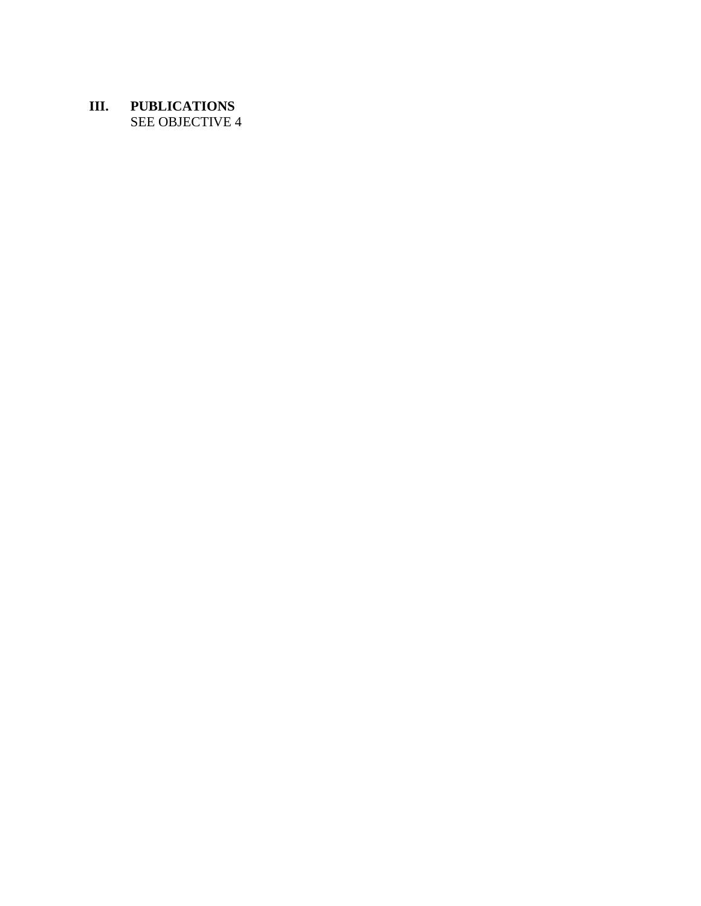## III. PUBLICATIONS

SEE OBJECTIVE 4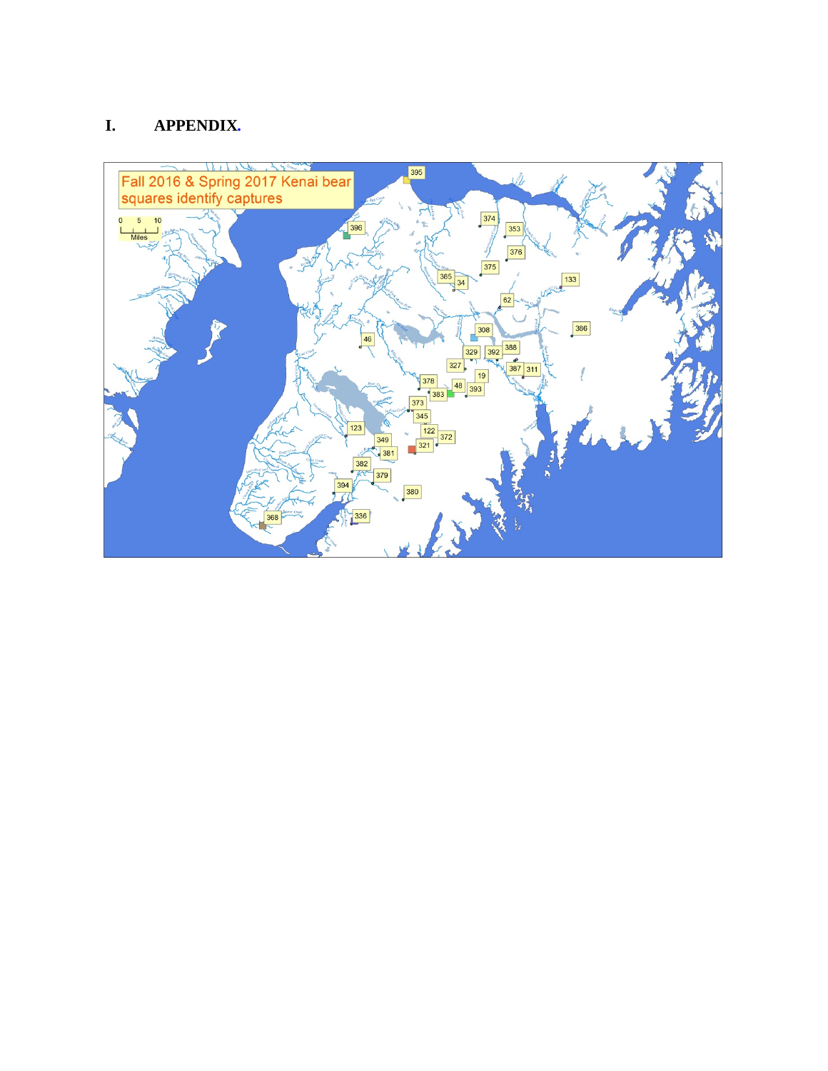# I. APPENDIX.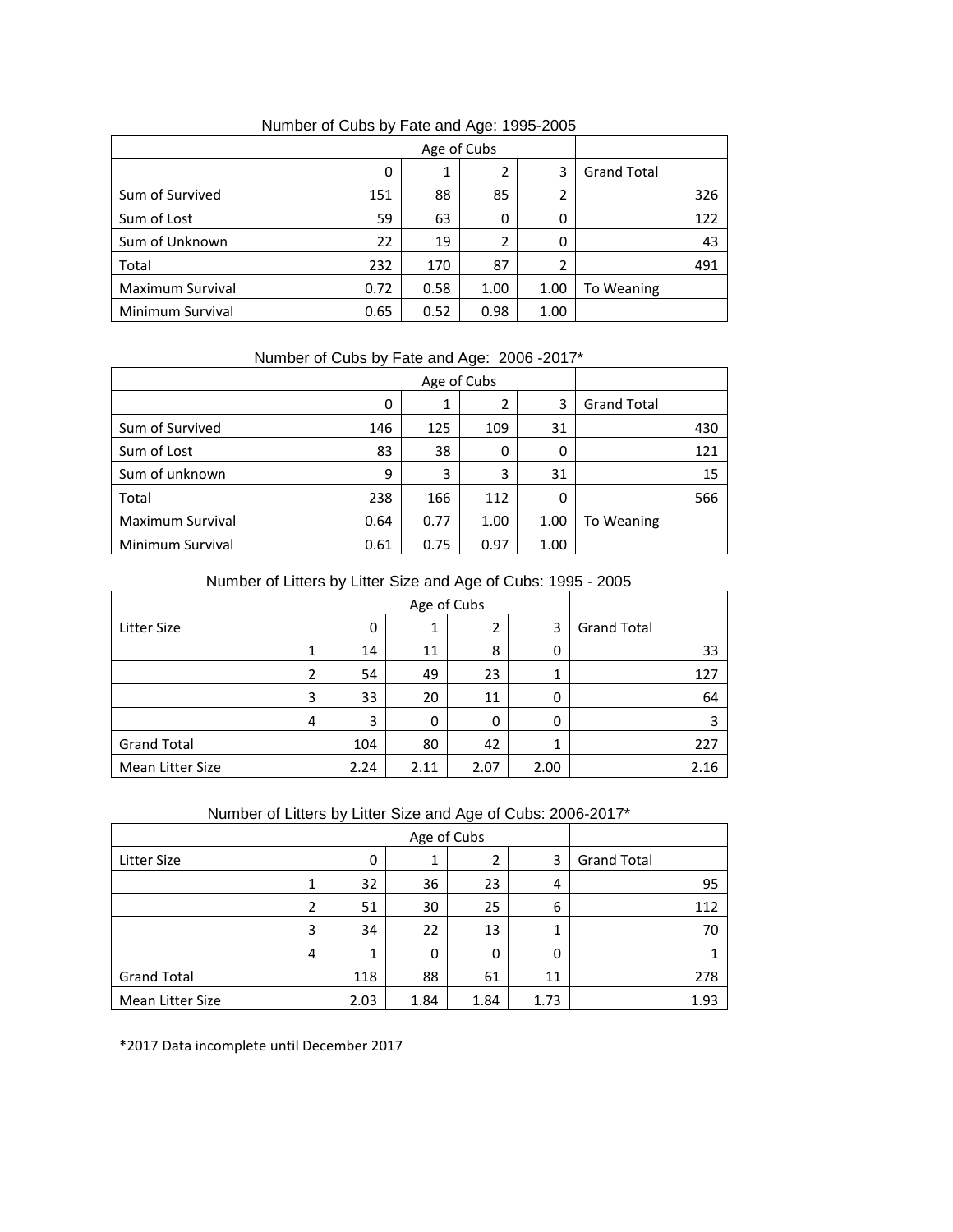Number of Cubs by Fate and Age: 1995-2005

| | Age of Cubs | | | | |
|---|---|---|---|---|---|
| | 0 | 1 | 2 | 3 | Grand Total |
| Sum of Survived | 151 | 88 | 85 | 2 | 326 |
| Sum of Lost | 59 | 63 | 0 | 0 | 122 |
| Sum of Unknown | 22 | 19 | 2 | 0 | 43 |
| Total | 232 | 170 | 87 | 2 | 491 |
| Maximum Survival | 0.72 | 0.58 | 1.00 | 1.00 | To Weaning |
| Minimum Survival | 0.65 | 0.52 | 0.98 | 1.00 | |

Number of Cubs by Fate and Age: 2006 -2017*

| | Age of Cubs | | | | |
|---|---|---|---|---|---|
| | 0 | 1 | 2 | 3 | Grand Total |
| Sum of Survived | 146 | 125 | 109 | 31 | 430 |
| Sum of Lost | 83 | 38 | 0 | 0 | 121 |
| Sum of unknown | 9 | 3 | 3 | 31 | 15 |
| Total | 238 | 166 | 112 | 0 | 566 |
| Maximum Survival | 0.64 | 0.77 | 1.00 | 1.00 | To Weaning |
| Minimum Survival | 0.61 | 0.75 | 0.97 | 1.00 | |

Number of Litters by Litter Size and Age of Cubs: 1995 - 2005

| | Age of Cubs | | | | |
|---|---|---|---|---|---|
| Litter Size | 0 | 1 | 2 | 3 | Grand Total |
| 1 | 14 | 11 | 8 | 0 | 33 |
| 2 | 54 | 49 | 23 | 1 | 127 |
| 3 | 33 | 20 | 11 | 0 | 64 |
| 4 | 3 | 0 | 0 | 0 | 3 |
| Grand Total | 104 | 80 | 42 | 1 | 227 |
| Mean Litter Size | 2.24 | 2.11 | 2.07 | 2.00 | 2.16 |

Number of Litters by Litter Size and Age of Cubs: 2006-2017*

| | Age of Cubs | | | | |
|---|---|---|---|---|---|
| Litter Size | 0 | 1 | 2 | 3 | Grand Total |
| 1 | 32 | 36 | 23 | 4 | 95 |
| 2 | 51 | 30 | 25 | 6 | 112 |
| 3 | 34 | 22 | 13 | 1 | 70 |
| 4 | 1 | 0 | 0 | 0 | 1 |
| Grand Total | 118 | 88 | 61 | 11 | 278 |
| Mean Litter Size | 2.03 | 1.84 | 1.84 | 1.73 | 1.93 |

*2017 Data incomplete until December 2017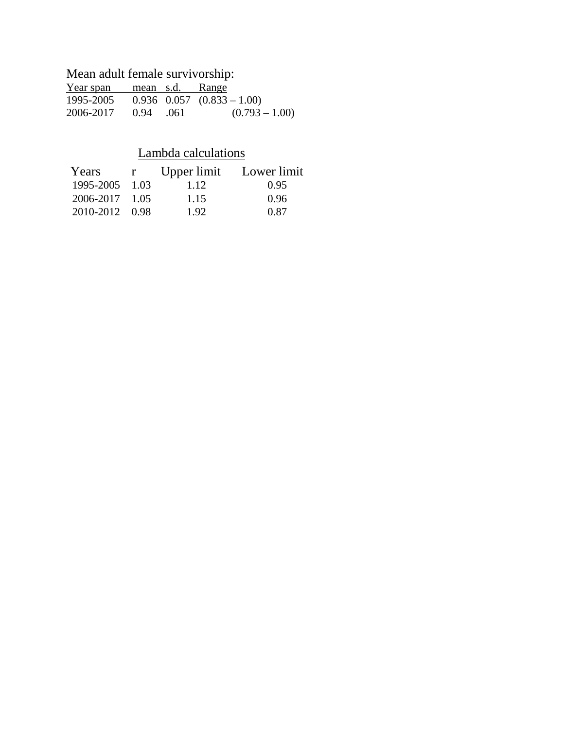Mean adult female survivorship:

| Year span | mean | s.d. | Range |
|---|---|---|---|
| 1995-2005 | 0.936 | 0.057 | (0.833 – 1.00) |
| 2006-2017 | 0.94 | .061 | (0.793 – 1.00) |

Lambda calculations

| Years | r | Upper limit | Lower limit |
|---|---|---|---|
| 1995-2005 | 1.03 | 1.12 | 0.95 |
| 2006-2017 | 1.05 | 1.15 | 0.96 |
| 2010-2012 | 0.98 | 1.92 | 0.87 |